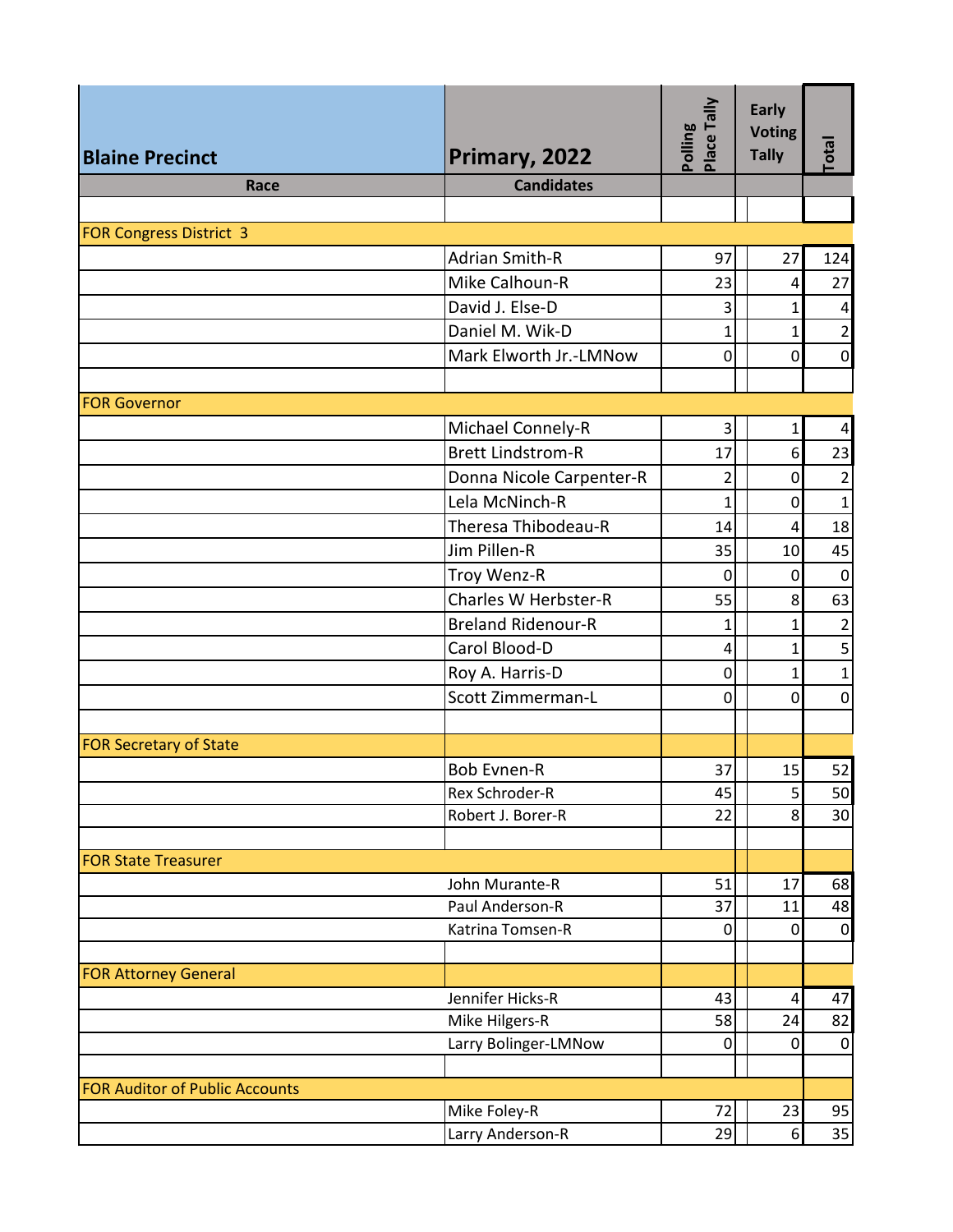| Blaine Precinct | Primary, 2022 | Polling Place Tally | Early Voting Tally | Total |
|---|---|---|---|---|
| **Race** | **Candidates** | | | |
| FOR Congress District 3 | | | | |
| | Adrian Smith-R | 97 | 27 | 124 |
| | Mike Calhoun-R | 23 | 4 | 27 |
| | David J. Else-D | 3 | 1 | 4 |
| | Daniel M. Wik-D | 1 | 1 | 2 |
| | Mark Elworth Jr.-LMNow | 0 | 0 | 0 |
| FOR Governor | | | | |
| | Michael Connely-R | 3 | 1 | 4 |
| | Brett Lindstrom-R | 17 | 6 | 23 |
| | Donna Nicole Carpenter-R | 2 | 0 | 2 |
| | Lela McNinch-R | 1 | 0 | 1 |
| | Theresa Thibodeau-R | 14 | 4 | 18 |
| | Jim Pillen-R | 35 | 10 | 45 |
| | Troy Wenz-R | 0 | 0 | 0 |
| | Charles W Herbster-R | 55 | 8 | 63 |
| | Breland Ridenour-R | 1 | 1 | 2 |
| | Carol Blood-D | 4 | 1 | 5 |
| | Roy A. Harris-D | 0 | 1 | 1 |
| | Scott Zimmerman-L | 0 | 0 | 0 |
| FOR Secretary of State | | | | |
| | Bob Evnen-R | 37 | 15 | 52 |
| | Rex Schroder-R | 45 | 5 | 50 |
| | Robert J. Borer-R | 22 | 8 | 30 |
| FOR State Treasurer | | | | |
| | John Murante-R | 51 | 17 | 68 |
| | Paul Anderson-R | 37 | 11 | 48 |
| | Katrina Tomsen-R | 0 | 0 | 0 |
| FOR Attorney General | | | | |
| | Jennifer Hicks-R | 43 | 4 | 47 |
| | Mike Hilgers-R | 58 | 24 | 82 |
| | Larry Bolinger-LMNow | 0 | 0 | 0 |
| FOR Auditor of Public Accounts | | | | |
| | Mike Foley-R | 72 | 23 | 95 |
| | Larry Anderson-R | 29 | 6 | 35 |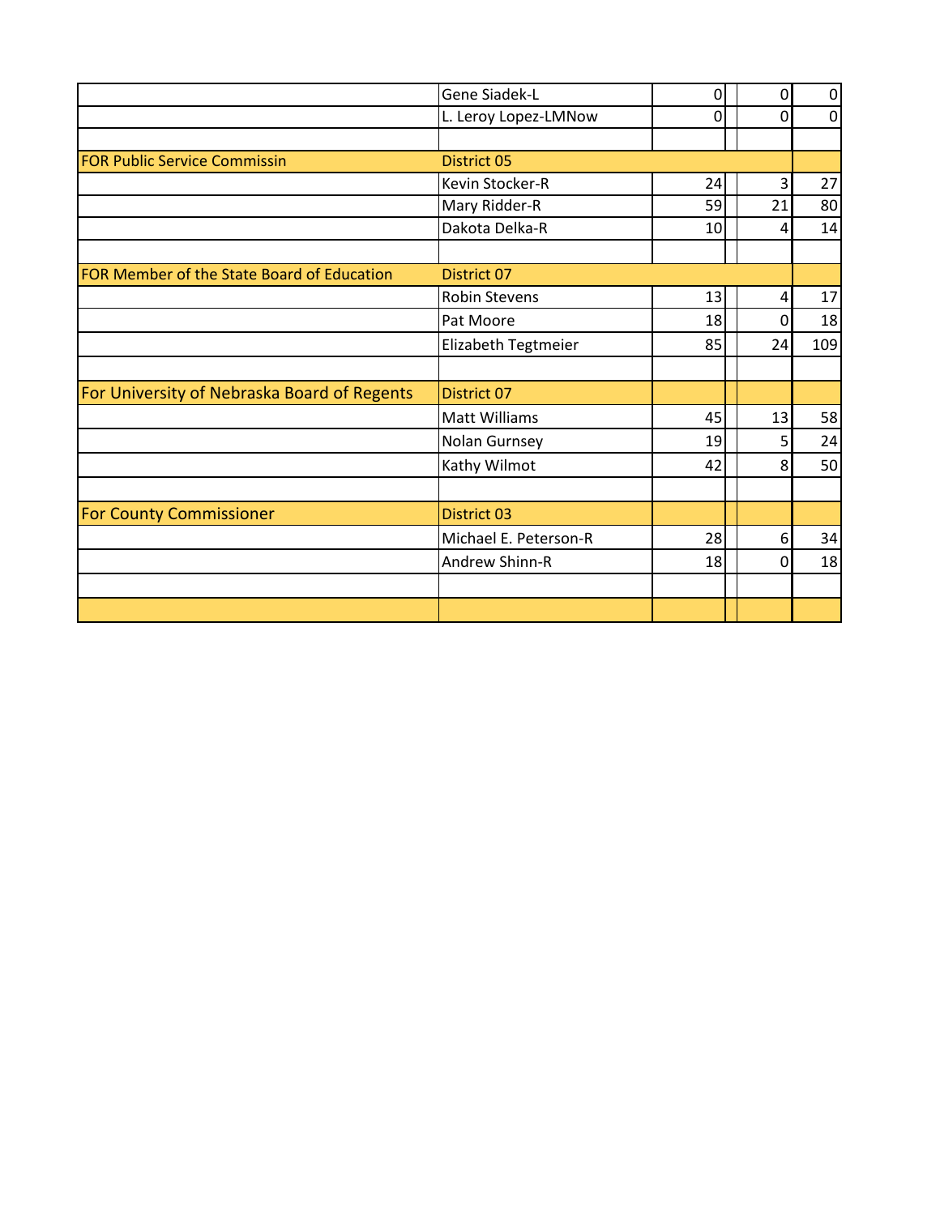| | | | | | |
|---|---|---|---|---|---|
| | Gene Siadek-L | 0 | | 0 | 0 |
| | L. Leroy Lopez-LMNow | 0 | | 0 | 0 |
| | | | | | |
| FOR Public Service Commissin | District 05 | | | | |
| | Kevin Stocker-R | 24 | | 3 | 27 |
| | Mary Ridder-R | 59 | | 21 | 80 |
| | Dakota Delka-R | 10 | | 4 | 14 |
| | | | | | |
| FOR Member of the State Board of Education | District 07 | | | | |
| | Robin Stevens | 13 | | 4 | 17 |
| | Pat Moore | 18 | | 0 | 18 |
| | Elizabeth Tegtmeier | 85 | | 24 | 109 |
| | | | | | |
| For University of Nebraska Board of Regents | District 07 | | | | |
| | Matt Williams | 45 | | 13 | 58 |
| | Nolan Gurnsey | 19 | | 5 | 24 |
| | Kathy Wilmot | 42 | | 8 | 50 |
| | | | | | |
| For County Commissioner | District 03 | | | | |
| | Michael E. Peterson-R | 28 | | 6 | 34 |
| | Andrew Shinn-R | 18 | | 0 | 18 |
| | | | | | |
| | | | | | |